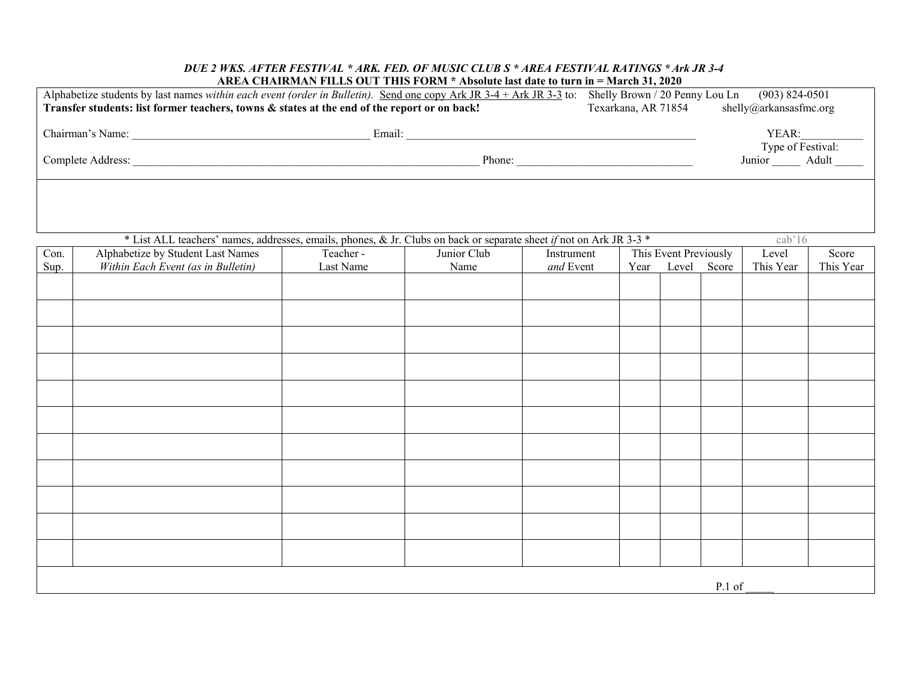***DUE 2 WKS. AFTER FESTIVAL * ARK. FED. OF MUSIC CLUB S * AREA FESTIVAL RATINGS * Ark JR 3-4***

**AREA CHAIRMAN FILLS OUT THIS FORM * Absolute last date to turn in = March 31, 2020**

Alphabetize students by last names *within each event (order in Bulletin).* Send one copy Ark JR 3-4 + Ark JR 3-3 to: Shelly Brown / 20 Penny Lou Ln, Texarkana, AR 71854 (903) 824-0501 shelly@arkansasfmc.org

**Transfer students: list former teachers, towns & states at the end of the report or on back!**

Chairman's Name: ________________________________________ Email: ____________________________________________________ YEAR:___________

Complete Address: ________________________________________________________________ Phone: _______________________________

Type of Festival: Junior _____ Adult _____

\* List ALL teachers' names, addresses, emails, phones, & Jr. Clubs on back or separate sheet *if* not on Ark JR 3-3 *

cab'16

| Con. Sup. | Alphabetize by Student Last Names *Within Each Event (as in Bulletin)* | Teacher - Last Name | Junior Club Name | Instrument *and* Event | This Event Previously | | | Level This Year | Score This Year |
|---|---|---|---|---|---|---|---|---|---|
| | | | | | Year | Level | Score | | |
| | | | | | | | | | |
| | | | | | | | | | |
| | | | | | | | | | |
| | | | | | | | | | |
| | | | | | | | | | |
| | | | | | | | | | |
| | | | | | | | | | |
| | | | | | | | | | |
| | | | | | | | | | |
| | | | | | | | | | |
| | | | | | | | | | |

P.1 of _____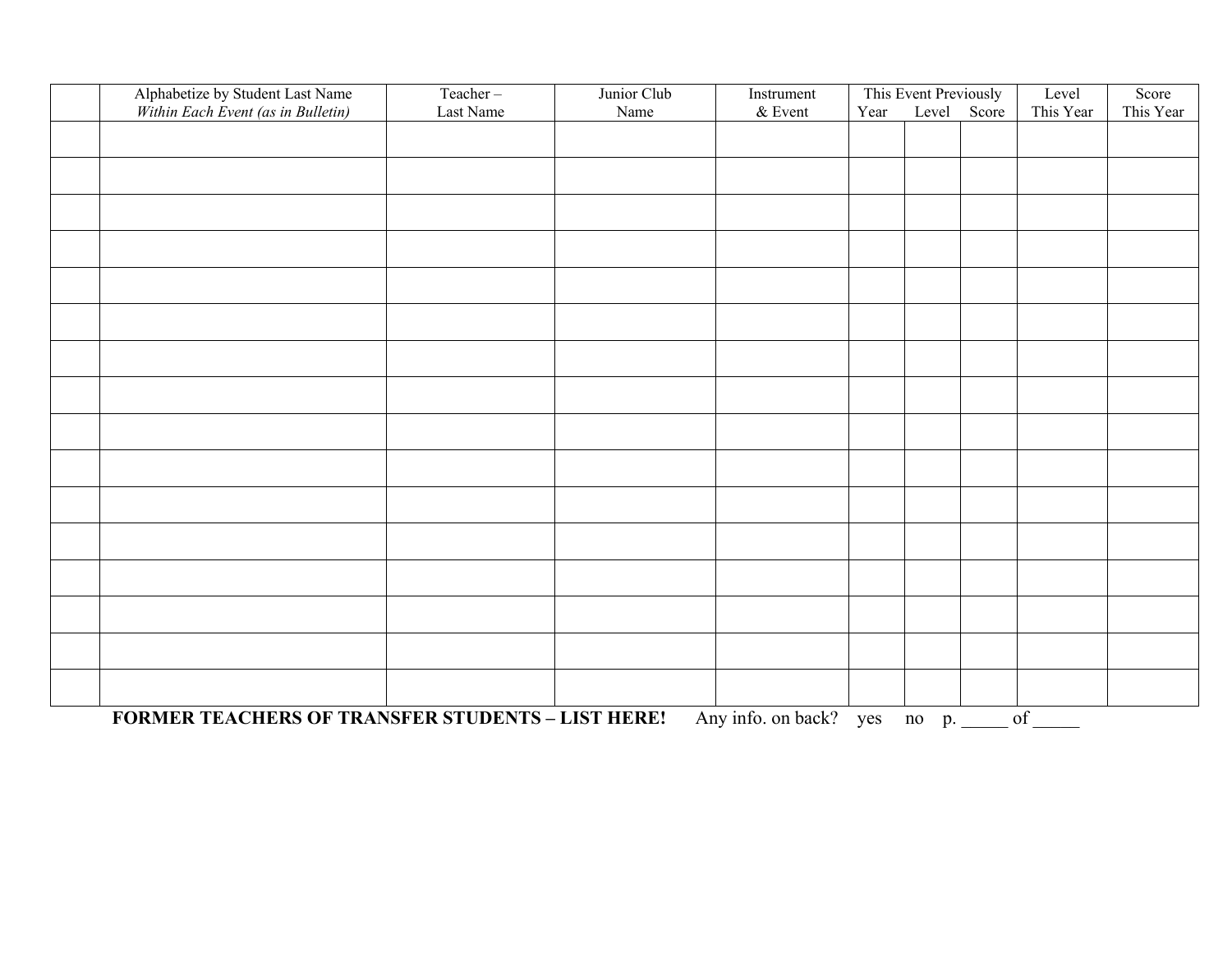| | Alphabetize by Student Last Name *Within Each Event (as in Bulletin)* | Teacher – Last Name | Junior Club Name | Instrument & Event | This Event Previously | | | Level This Year | Score This Year |
|---|---|---|---|---|---|---|---|---|---|
| | | | | | Year | Level | Score | | |
| | | | | | | | | | |
| | | | | | | | | | |
| | | | | | | | | | |
| | | | | | | | | | |
| | | | | | | | | | |
| | | | | | | | | | |
| | | | | | | | | | |
| | | | | | | | | | |
| | | | | | | | | | |
| | | | | | | | | | |
| | | | | | | | | | |
| | | | | | | | | | |
| | | | | | | | | | |
| | | | | | | | | | |
| | | | | | | | | | |
| | | | | | | | | | |

**FORMER TEACHERS OF TRANSFER STUDENTS – LIST HERE!** Any info. on back? yes no p. _____ of _____